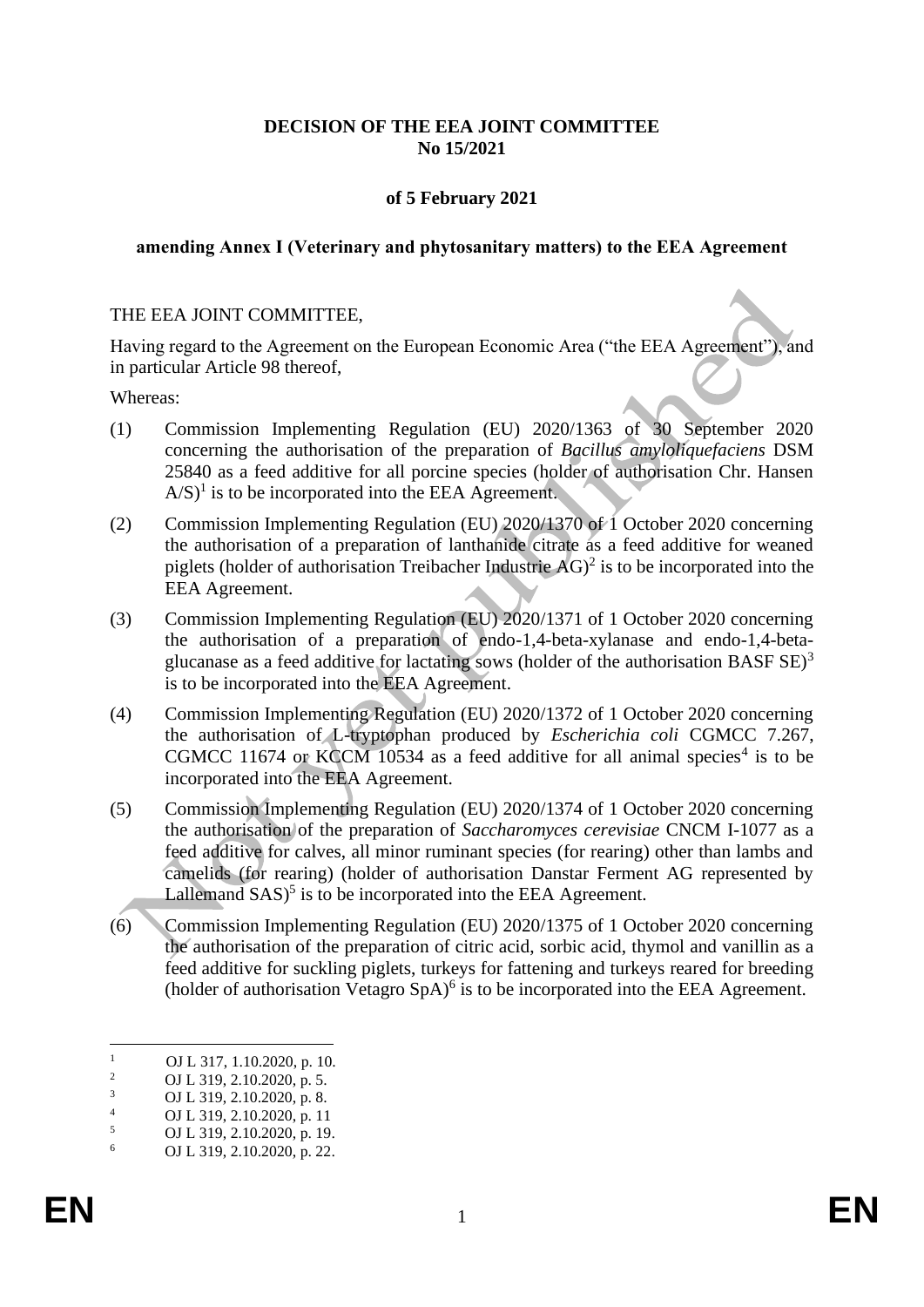**DECISION OF THE EEA JOINT COMMITTEE**
**No 15/2021**

**of 5 February 2021**

**amending Annex I (Veterinary and phytosanitary matters) to the EEA Agreement**

THE EEA JOINT COMMITTEE,

Having regard to the Agreement on the European Economic Area ("the EEA Agreement"), and in particular Article 98 thereof,

Whereas:

(1) Commission Implementing Regulation (EU) 2020/1363 of 30 September 2020 concerning the authorisation of the preparation of *Bacillus amyloliquefaciens* DSM 25840 as a feed additive for all porcine species (holder of authorisation Chr. Hansen A/S)[1] is to be incorporated into the EEA Agreement.

(2) Commission Implementing Regulation (EU) 2020/1370 of 1 October 2020 concerning the authorisation of a preparation of lanthanide citrate as a feed additive for weaned piglets (holder of authorisation Treibacher Industrie AG)[2] is to be incorporated into the EEA Agreement.

(3) Commission Implementing Regulation (EU) 2020/1371 of 1 October 2020 concerning the authorisation of a preparation of endo-1,4-beta-xylanase and endo-1,4-beta-glucanase as a feed additive for lactating sows (holder of the authorisation BASF SE)[3] is to be incorporated into the EEA Agreement.

(4) Commission Implementing Regulation (EU) 2020/1372 of 1 October 2020 concerning the authorisation of L-tryptophan produced by *Escherichia coli* CGMCC 7.267, CGMCC 11674 or KCCM 10534 as a feed additive for all animal species[4] is to be incorporated into the EEA Agreement.

(5) Commission Implementing Regulation (EU) 2020/1374 of 1 October 2020 concerning the authorisation of the preparation of *Saccharomyces cerevisiae* CNCM I-1077 as a feed additive for calves, all minor ruminant species (for rearing) other than lambs and camelids (for rearing) (holder of authorisation Danstar Ferment AG represented by Lallemand SAS)[5] is to be incorporated into the EEA Agreement.

(6) Commission Implementing Regulation (EU) 2020/1375 of 1 October 2020 concerning the authorisation of the preparation of citric acid, sorbic acid, thymol and vanillin as a feed additive for suckling piglets, turkeys for fattening and turkeys reared for breeding (holder of authorisation Vetagro SpA)[6] is to be incorporated into the EEA Agreement.

---

[1] OJ L 317, 1.10.2020, p. 10.
[2] OJ L 319, 2.10.2020, p. 5.
[3] OJ L 319, 2.10.2020, p. 8.
[4] OJ L 319, 2.10.2020, p. 11
[5] OJ L 319, 2.10.2020, p. 19.
[6] OJ L 319, 2.10.2020, p. 22.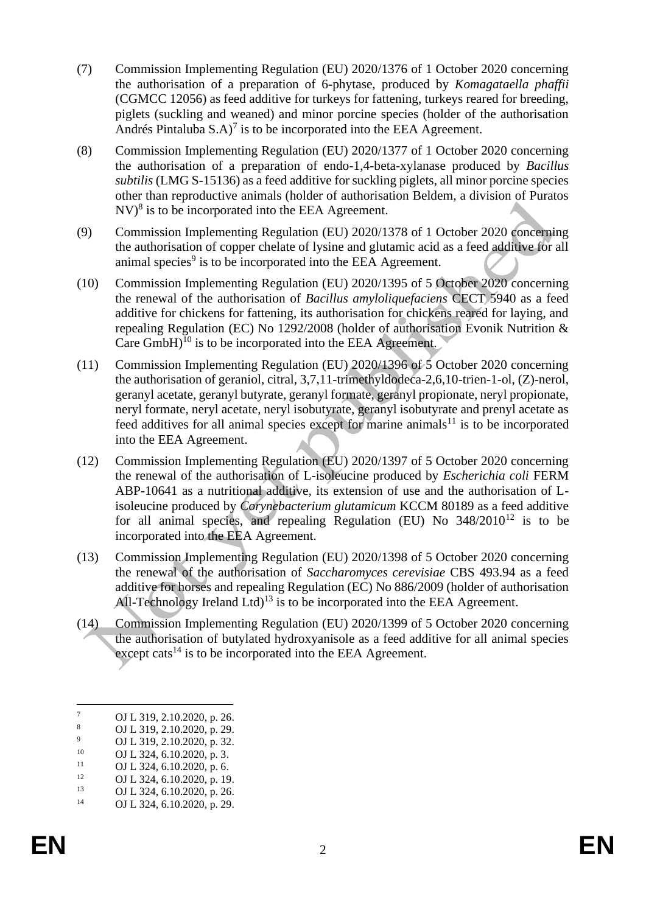(7) Commission Implementing Regulation (EU) 2020/1376 of 1 October 2020 concerning the authorisation of a preparation of 6-phytase, produced by *Komagataella phaffii* (CGMCC 12056) as feed additive for turkeys for fattening, turkeys reared for breeding, piglets (suckling and weaned) and minor porcine species (holder of the authorisation Andrés Pintaluba S.A)[7] is to be incorporated into the EEA Agreement.

(8) Commission Implementing Regulation (EU) 2020/1377 of 1 October 2020 concerning the authorisation of a preparation of endo-1,4-beta-xylanase produced by *Bacillus subtilis* (LMG S-15136) as a feed additive for suckling piglets, all minor porcine species other than reproductive animals (holder of authorisation Beldem, a division of Puratos NV)[8] is to be incorporated into the EEA Agreement.

(9) Commission Implementing Regulation (EU) 2020/1378 of 1 October 2020 concerning the authorisation of copper chelate of lysine and glutamic acid as a feed additive for all animal species[9] is to be incorporated into the EEA Agreement.

(10) Commission Implementing Regulation (EU) 2020/1395 of 5 October 2020 concerning the renewal of the authorisation of *Bacillus amyloliquefaciens* CECT 5940 as a feed additive for chickens for fattening, its authorisation for chickens reared for laying, and repealing Regulation (EC) No 1292/2008 (holder of authorisation Evonik Nutrition & Care GmbH)[10] is to be incorporated into the EEA Agreement.

(11) Commission Implementing Regulation (EU) 2020/1396 of 5 October 2020 concerning the authorisation of geraniol, citral, 3,7,11-trimethyldodeca-2,6,10-trien-1-ol, (Z)-nerol, geranyl acetate, geranyl butyrate, geranyl formate, geranyl propionate, neryl propionate, neryl formate, neryl acetate, neryl isobutyrate, geranyl isobutyrate and prenyl acetate as feed additives for all animal species except for marine animals[11] is to be incorporated into the EEA Agreement.

(12) Commission Implementing Regulation (EU) 2020/1397 of 5 October 2020 concerning the renewal of the authorisation of L-isoleucine produced by *Escherichia coli* FERM ABP-10641 as a nutritional additive, its extension of use and the authorisation of L-isoleucine produced by *Corynebacterium glutamicum* KCCM 80189 as a feed additive for all animal species, and repealing Regulation (EU) No 348/2010[12] is to be incorporated into the EEA Agreement.

(13) Commission Implementing Regulation (EU) 2020/1398 of 5 October 2020 concerning the renewal of the authorisation of *Saccharomyces cerevisiae* CBS 493.94 as a feed additive for horses and repealing Regulation (EC) No 886/2009 (holder of authorisation All-Technology Ireland Ltd)[13] is to be incorporated into the EEA Agreement.

(14) Commission Implementing Regulation (EU) 2020/1399 of 5 October 2020 concerning the authorisation of butylated hydroxyanisole as a feed additive for all animal species except cats[14] is to be incorporated into the EEA Agreement.

---

[7] OJ L 319, 2.10.2020, p. 26.
[8] OJ L 319, 2.10.2020, p. 29.
[9] OJ L 319, 2.10.2020, p. 32.
[10] OJ L 324, 6.10.2020, p. 3.
[11] OJ L 324, 6.10.2020, p. 6.
[12] OJ L 324, 6.10.2020, p. 19.
[13] OJ L 324, 6.10.2020, p. 26.
[14] OJ L 324, 6.10.2020, p. 29.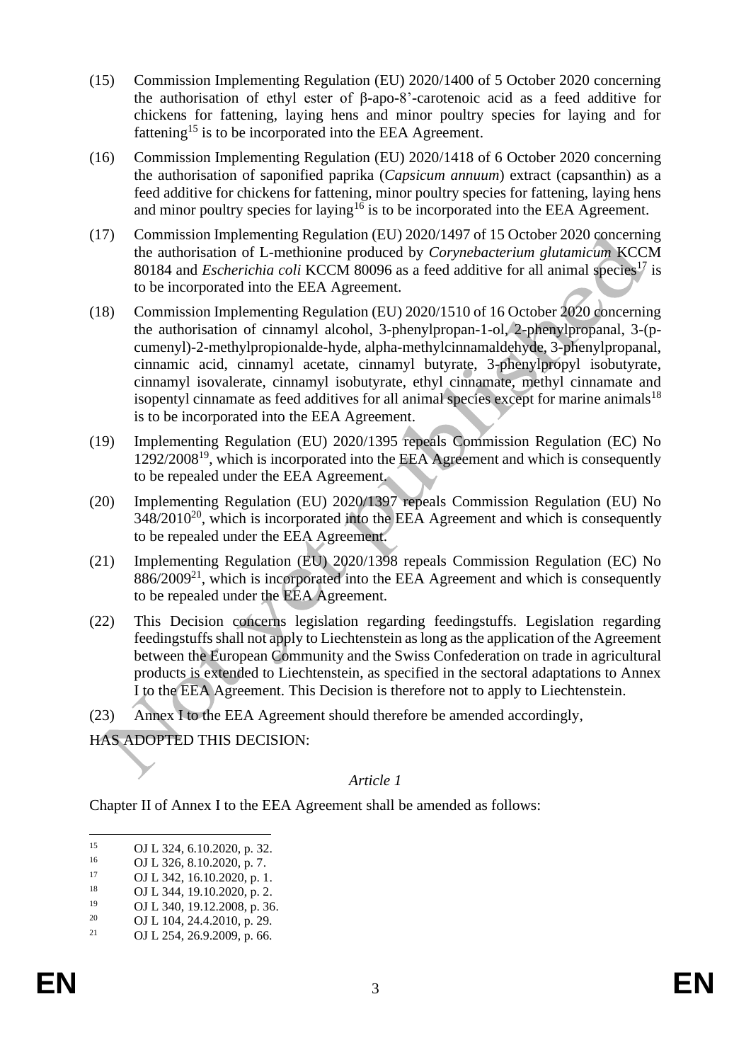(15) Commission Implementing Regulation (EU) 2020/1400 of 5 October 2020 concerning the authorisation of ethyl ester of β-apo-8'-carotenoic acid as a feed additive for chickens for fattening, laying hens and minor poultry species for laying and for fattening[15] is to be incorporated into the EEA Agreement.

(16) Commission Implementing Regulation (EU) 2020/1418 of 6 October 2020 concerning the authorisation of saponified paprika (*Capsicum annuum*) extract (capsanthin) as a feed additive for chickens for fattening, minor poultry species for fattening, laying hens and minor poultry species for laying[16] is to be incorporated into the EEA Agreement.

(17) Commission Implementing Regulation (EU) 2020/1497 of 15 October 2020 concerning the authorisation of L-methionine produced by *Corynebacterium glutamicum* KCCM 80184 and *Escherichia coli* KCCM 80096 as a feed additive for all animal species[17] is to be incorporated into the EEA Agreement.

(18) Commission Implementing Regulation (EU) 2020/1510 of 16 October 2020 concerning the authorisation of cinnamyl alcohol, 3-phenylpropan-1-ol, 2-phenylpropanal, 3-(p-cumenyl)-2-methylpropionalde-hyde, alpha-methylcinnamaldehyde, 3-phenylpropanal, cinnamic acid, cinnamyl acetate, cinnamyl butyrate, 3-phenylpropyl isobutyrate, cinnamyl isovalerate, cinnamyl isobutyrate, ethyl cinnamate, methyl cinnamate and isopentyl cinnamate as feed additives for all animal species except for marine animals[18] is to be incorporated into the EEA Agreement.

(19) Implementing Regulation (EU) 2020/1395 repeals Commission Regulation (EC) No 1292/2008[19], which is incorporated into the EEA Agreement and which is consequently to be repealed under the EEA Agreement.

(20) Implementing Regulation (EU) 2020/1397 repeals Commission Regulation (EU) No 348/2010[20], which is incorporated into the EEA Agreement and which is consequently to be repealed under the EEA Agreement.

(21) Implementing Regulation (EU) 2020/1398 repeals Commission Regulation (EC) No 886/2009[21], which is incorporated into the EEA Agreement and which is consequently to be repealed under the EEA Agreement.

(22) This Decision concerns legislation regarding feedingstuffs. Legislation regarding feedingstuffs shall not apply to Liechtenstein as long as the application of the Agreement between the European Community and the Swiss Confederation on trade in agricultural products is extended to Liechtenstein, as specified in the sectoral adaptations to Annex I to the EEA Agreement. This Decision is therefore not to apply to Liechtenstein.

(23) Annex I to the EEA Agreement should therefore be amended accordingly,

HAS ADOPTED THIS DECISION:

*Article 1*

Chapter II of Annex I to the EEA Agreement shall be amended as follows:

---

[15] OJ L 324, 6.10.2020, p. 32.
[16] OJ L 326, 8.10.2020, p. 7.
[17] OJ L 342, 16.10.2020, p. 1.
[18] OJ L 344, 19.10.2020, p. 2.
[19] OJ L 340, 19.12.2008, p. 36.
[20] OJ L 104, 24.4.2010, p. 29.
[21] OJ L 254, 26.9.2009, p. 66.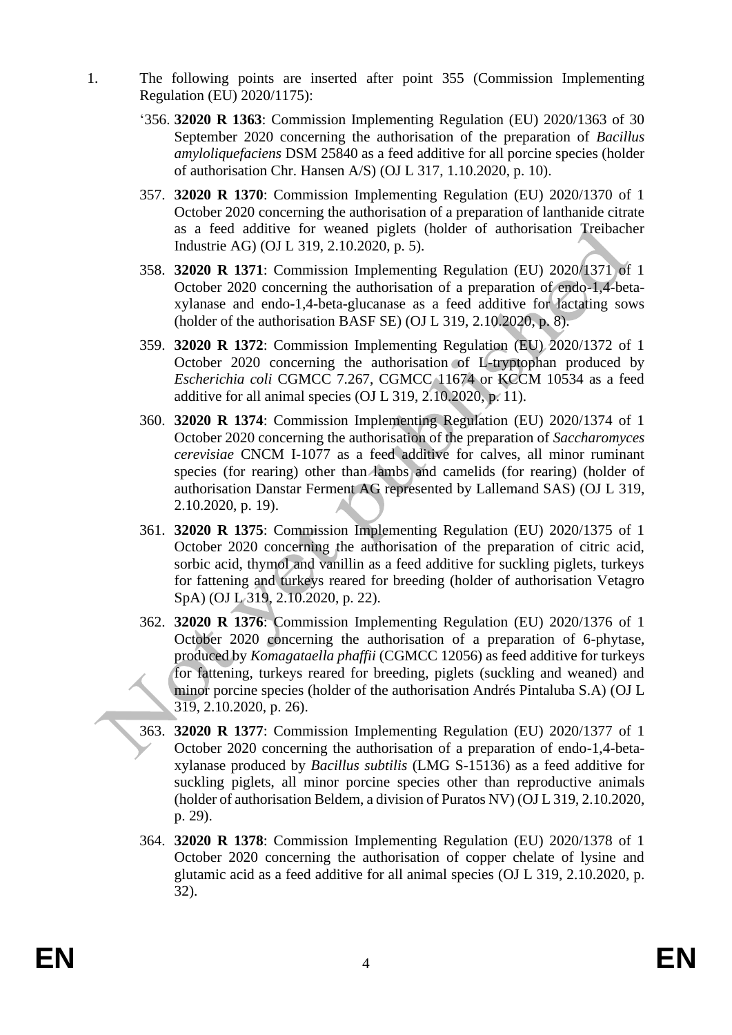1. The following points are inserted after point 355 (Commission Implementing Regulation (EU) 2020/1175):

   ‘356. **32020 R 1363**: Commission Implementing Regulation (EU) 2020/1363 of 30 September 2020 concerning the authorisation of the preparation of *Bacillus amyloliquefaciens* DSM 25840 as a feed additive for all porcine species (holder of authorisation Chr. Hansen A/S) (OJ L 317, 1.10.2020, p. 10).

   357. **32020 R 1370**: Commission Implementing Regulation (EU) 2020/1370 of 1 October 2020 concerning the authorisation of a preparation of lanthanide citrate as a feed additive for weaned piglets (holder of authorisation Treibacher Industrie AG) (OJ L 319, 2.10.2020, p. 5).

   358. **32020 R 1371**: Commission Implementing Regulation (EU) 2020/1371 of 1 October 2020 concerning the authorisation of a preparation of endo-1,4-beta-xylanase and endo-1,4-beta-glucanase as a feed additive for lactating sows (holder of the authorisation BASF SE) (OJ L 319, 2.10.2020, p. 8).

   359. **32020 R 1372**: Commission Implementing Regulation (EU) 2020/1372 of 1 October 2020 concerning the authorisation of L-tryptophan produced by *Escherichia coli* CGMCC 7.267, CGMCC 11674 or KCCM 10534 as a feed additive for all animal species (OJ L 319, 2.10.2020, p. 11).

   360. **32020 R 1374**: Commission Implementing Regulation (EU) 2020/1374 of 1 October 2020 concerning the authorisation of the preparation of *Saccharomyces cerevisiae* CNCM I-1077 as a feed additive for calves, all minor ruminant species (for rearing) other than lambs and camelids (for rearing) (holder of authorisation Danstar Ferment AG represented by Lallemand SAS) (OJ L 319, 2.10.2020, p. 19).

   361. **32020 R 1375**: Commission Implementing Regulation (EU) 2020/1375 of 1 October 2020 concerning the authorisation of the preparation of citric acid, sorbic acid, thymol and vanillin as a feed additive for suckling piglets, turkeys for fattening and turkeys reared for breeding (holder of authorisation Vetagro SpA) (OJ L 319, 2.10.2020, p. 22).

   362. **32020 R 1376**: Commission Implementing Regulation (EU) 2020/1376 of 1 October 2020 concerning the authorisation of a preparation of 6-phytase, produced by *Komagataella phaffii* (CGMCC 12056) as feed additive for turkeys for fattening, turkeys reared for breeding, piglets (suckling and weaned) and minor porcine species (holder of the authorisation Andrés Pintaluba S.A) (OJ L 319, 2.10.2020, p. 26).

   363. **32020 R 1377**: Commission Implementing Regulation (EU) 2020/1377 of 1 October 2020 concerning the authorisation of a preparation of endo-1,4-beta-xylanase produced by *Bacillus subtilis* (LMG S-15136) as a feed additive for suckling piglets, all minor porcine species other than reproductive animals (holder of authorisation Beldem, a division of Puratos NV) (OJ L 319, 2.10.2020, p. 29).

   364. **32020 R 1378**: Commission Implementing Regulation (EU) 2020/1378 of 1 October 2020 concerning the authorisation of copper chelate of lysine and glutamic acid as a feed additive for all animal species (OJ L 319, 2.10.2020, p. 32).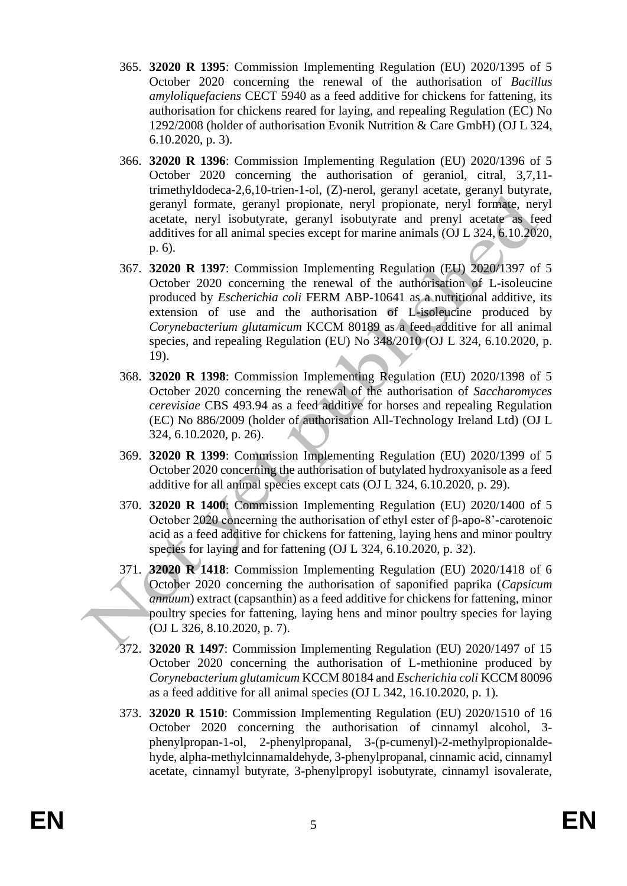365. **32020 R 1395**: Commission Implementing Regulation (EU) 2020/1395 of 5 October 2020 concerning the renewal of the authorisation of *Bacillus amyloliquefaciens* CECT 5940 as a feed additive for chickens for fattening, its authorisation for chickens reared for laying, and repealing Regulation (EC) No 1292/2008 (holder of authorisation Evonik Nutrition & Care GmbH) (OJ L 324, 6.10.2020, p. 3).

366. **32020 R 1396**: Commission Implementing Regulation (EU) 2020/1396 of 5 October 2020 concerning the authorisation of geraniol, citral, 3,7,11-trimethyldodeca-2,6,10-trien-1-ol, (Z)-nerol, geranyl acetate, geranyl butyrate, geranyl formate, geranyl propionate, neryl propionate, neryl formate, neryl acetate, neryl isobutyrate, geranyl isobutyrate and prenyl acetate as feed additives for all animal species except for marine animals (OJ L 324, 6.10.2020, p. 6).

367. **32020 R 1397**: Commission Implementing Regulation (EU) 2020/1397 of 5 October 2020 concerning the renewal of the authorisation of L-isoleucine produced by *Escherichia coli* FERM ABP-10641 as a nutritional additive, its extension of use and the authorisation of L-isoleucine produced by *Corynebacterium glutamicum* KCCM 80189 as a feed additive for all animal species, and repealing Regulation (EU) No 348/2010 (OJ L 324, 6.10.2020, p. 19).

368. **32020 R 1398**: Commission Implementing Regulation (EU) 2020/1398 of 5 October 2020 concerning the renewal of the authorisation of *Saccharomyces cerevisiae* CBS 493.94 as a feed additive for horses and repealing Regulation (EC) No 886/2009 (holder of authorisation All-Technology Ireland Ltd) (OJ L 324, 6.10.2020, p. 26).

369. **32020 R 1399**: Commission Implementing Regulation (EU) 2020/1399 of 5 October 2020 concerning the authorisation of butylated hydroxyanisole as a feed additive for all animal species except cats (OJ L 324, 6.10.2020, p. 29).

370. **32020 R 1400**: Commission Implementing Regulation (EU) 2020/1400 of 5 October 2020 concerning the authorisation of ethyl ester of β-apo-8'-carotenoic acid as a feed additive for chickens for fattening, laying hens and minor poultry species for laying and for fattening (OJ L 324, 6.10.2020, p. 32).

371. **32020 R 1418**: Commission Implementing Regulation (EU) 2020/1418 of 6 October 2020 concerning the authorisation of saponified paprika (*Capsicum annuum*) extract (capsanthin) as a feed additive for chickens for fattening, minor poultry species for fattening, laying hens and minor poultry species for laying (OJ L 326, 8.10.2020, p. 7).

372. **32020 R 1497**: Commission Implementing Regulation (EU) 2020/1497 of 15 October 2020 concerning the authorisation of L-methionine produced by *Corynebacterium glutamicum* KCCM 80184 and *Escherichia coli* KCCM 80096 as a feed additive for all animal species (OJ L 342, 16.10.2020, p. 1).

373. **32020 R 1510**: Commission Implementing Regulation (EU) 2020/1510 of 16 October 2020 concerning the authorisation of cinnamyl alcohol, 3-phenylpropan-1-ol, 2-phenylpropanal, 3-(p-cumenyl)-2-methylpropionaldehyde, alpha-methylcinnamaldehyde, 3-phenylpropanal, cinnamic acid, cinnamyl acetate, cinnamyl butyrate, 3-phenylpropyl isobutyrate, cinnamyl isovalerate,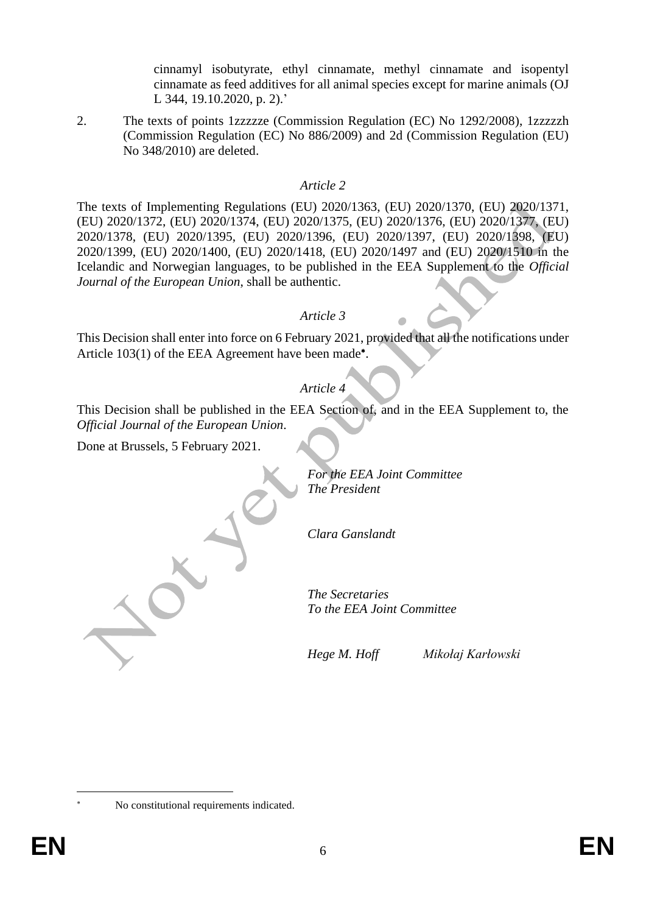cinnamyl isobutyrate, ethyl cinnamate, methyl cinnamate and isopentyl cinnamate as feed additives for all animal species except for marine animals (OJ L 344, 19.10.2020, p. 2).'

2. The texts of points 1zzzzze (Commission Regulation (EC) No 1292/2008), 1zzzzzh (Commission Regulation (EC) No 886/2009) and 2d (Commission Regulation (EU) No 348/2010) are deleted.

*Article 2*

The texts of Implementing Regulations (EU) 2020/1363, (EU) 2020/1370, (EU) 2020/1371, (EU) 2020/1372, (EU) 2020/1374, (EU) 2020/1375, (EU) 2020/1376, (EU) 2020/1377, (EU) 2020/1378, (EU) 2020/1395, (EU) 2020/1396, (EU) 2020/1397, (EU) 2020/1398, (EU) 2020/1399, (EU) 2020/1400, (EU) 2020/1418, (EU) 2020/1497 and (EU) 2020/1510 in the Icelandic and Norwegian languages, to be published in the EEA Supplement to the *Official Journal of the European Union*, shall be authentic.

*Article 3*

This Decision shall enter into force on 6 February 2021, provided that all the notifications under Article 103(1) of the EEA Agreement have been made[*].

*Article 4*

This Decision shall be published in the EEA Section of, and in the EEA Supplement to, the *Official Journal of the European Union*.

Done at Brussels, 5 February 2021.

*For the EEA Joint Committee*
*The President*

*Clara Ganslandt*

*The Secretaries*
*To the EEA Joint Committee*

*Hege M. Hoff* *Mikołaj Karłowski*

---

[*] No constitutional requirements indicated.